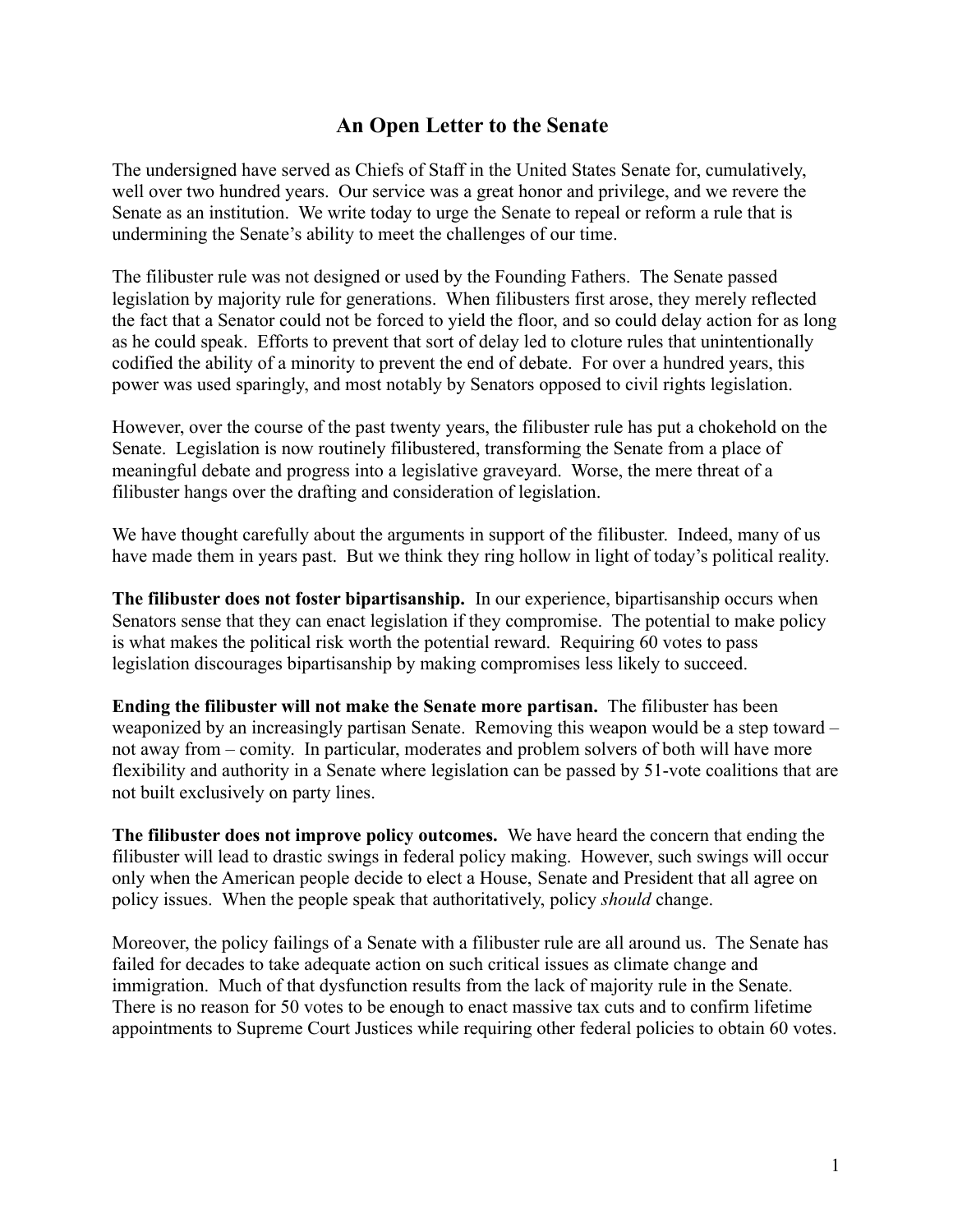# An Open Letter to the Senate

The undersigned have served as Chiefs of Staff in the United States Senate for, cumulatively, well over two hundred years. Our service was a great honor and privilege, and we revere the Senate as an institution. We write today to urge the Senate to repeal or reform a rule that is undermining the Senate's ability to meet the challenges of our time.

The filibuster rule was not designed or used by the Founding Fathers. The Senate passed legislation by majority rule for generations. When filibusters first arose, they merely reflected the fact that a Senator could not be forced to yield the floor, and so could delay action for as long as he could speak. Efforts to prevent that sort of delay led to cloture rules that unintentionally codified the ability of a minority to prevent the end of debate. For over a hundred years, this power was used sparingly, and most notably by Senators opposed to civil rights legislation.

However, over the course of the past twenty years, the filibuster rule has put a chokehold on the Senate. Legislation is now routinely filibustered, transforming the Senate from a place of meaningful debate and progress into a legislative graveyard. Worse, the mere threat of a filibuster hangs over the drafting and consideration of legislation.

We have thought carefully about the arguments in support of the filibuster. Indeed, many of us have made them in years past. But we think they ring hollow in light of today's political reality.

**The filibuster does not foster bipartisanship.** In our experience, bipartisanship occurs when Senators sense that they can enact legislation if they compromise. The potential to make policy is what makes the political risk worth the potential reward. Requiring 60 votes to pass legislation discourages bipartisanship by making compromises less likely to succeed.

**Ending the filibuster will not make the Senate more partisan.** The filibuster has been weaponized by an increasingly partisan Senate. Removing this weapon would be a step toward – not away from – comity. In particular, moderates and problem solvers of both will have more flexibility and authority in a Senate where legislation can be passed by 51-vote coalitions that are not built exclusively on party lines.

**The filibuster does not improve policy outcomes.** We have heard the concern that ending the filibuster will lead to drastic swings in federal policy making. However, such swings will occur only when the American people decide to elect a House, Senate and President that all agree on policy issues. When the people speak that authoritatively, policy *should* change.

Moreover, the policy failings of a Senate with a filibuster rule are all around us. The Senate has failed for decades to take adequate action on such critical issues as climate change and immigration. Much of that dysfunction results from the lack of majority rule in the Senate. There is no reason for 50 votes to be enough to enact massive tax cuts and to confirm lifetime appointments to Supreme Court Justices while requiring other federal policies to obtain 60 votes.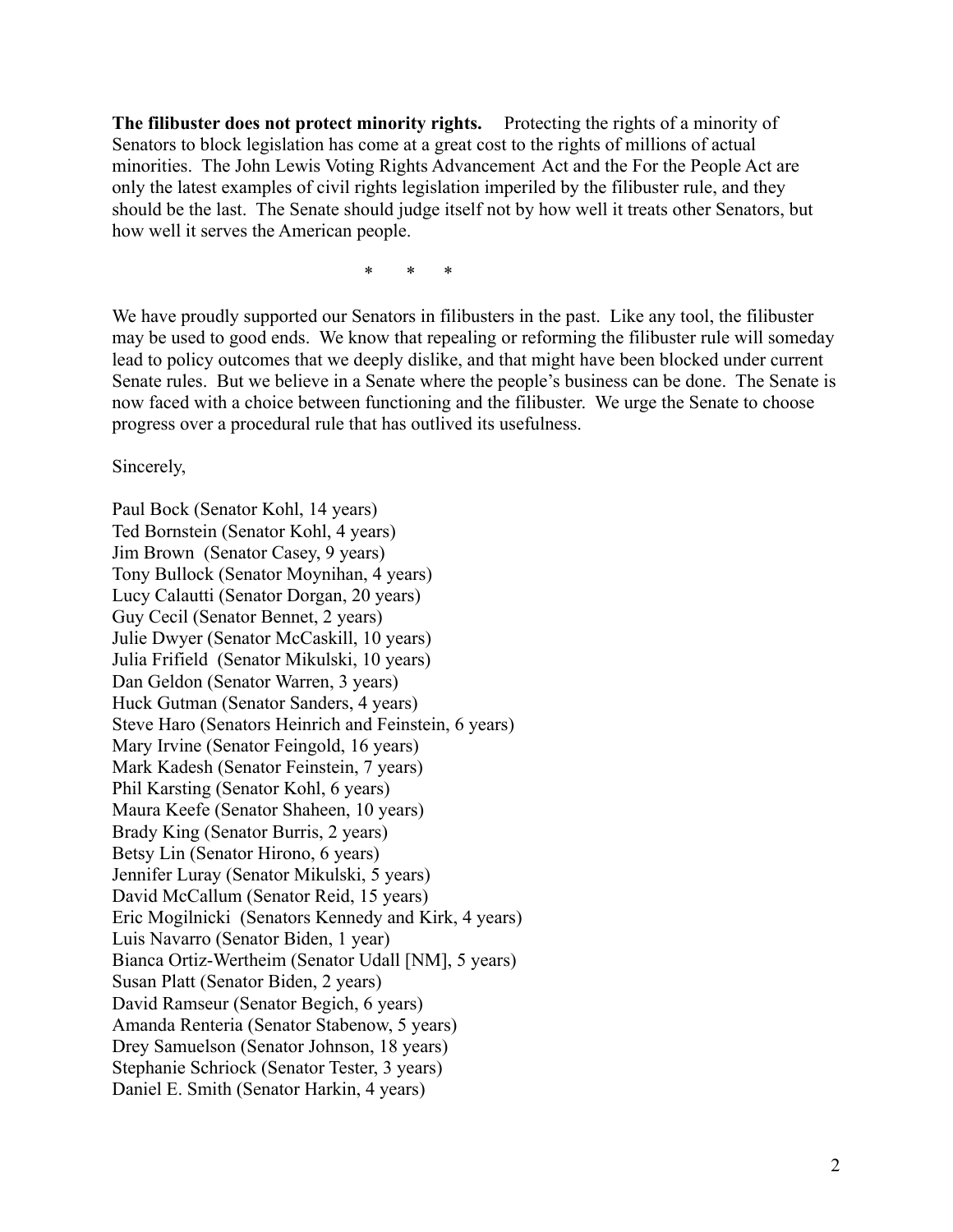**The filibuster does not protect minority rights.** Protecting the rights of a minority of Senators to block legislation has come at a great cost to the rights of millions of actual minorities. The John Lewis Voting Rights Advancement Act and the For the People Act are only the latest examples of civil rights legislation imperiled by the filibuster rule, and they should be the last. The Senate should judge itself not by how well it treats other Senators, but how well it serves the American people.

\* \* \*

We have proudly supported our Senators in filibusters in the past. Like any tool, the filibuster may be used to good ends. We know that repealing or reforming the filibuster rule will someday lead to policy outcomes that we deeply dislike, and that might have been blocked under current Senate rules. But we believe in a Senate where the people's business can be done. The Senate is now faced with a choice between functioning and the filibuster. We urge the Senate to choose progress over a procedural rule that has outlived its usefulness.

Sincerely,

Paul Bock (Senator Kohl, 14 years)
Ted Bornstein (Senator Kohl, 4 years)
Jim Brown (Senator Casey, 9 years)
Tony Bullock (Senator Moynihan, 4 years)
Lucy Calautti (Senator Dorgan, 20 years)
Guy Cecil (Senator Bennet, 2 years)
Julie Dwyer (Senator McCaskill, 10 years)
Julia Frifield (Senator Mikulski, 10 years)
Dan Geldon (Senator Warren, 3 years)
Huck Gutman (Senator Sanders, 4 years)
Steve Haro (Senators Heinrich and Feinstein, 6 years)
Mary Irvine (Senator Feingold, 16 years)
Mark Kadesh (Senator Feinstein, 7 years)
Phil Karsting (Senator Kohl, 6 years)
Maura Keefe (Senator Shaheen, 10 years)
Brady King (Senator Burris, 2 years)
Betsy Lin (Senator Hirono, 6 years)
Jennifer Luray (Senator Mikulski, 5 years)
David McCallum (Senator Reid, 15 years)
Eric Mogilnicki (Senators Kennedy and Kirk, 4 years)
Luis Navarro (Senator Biden, 1 year)
Bianca Ortiz-Wertheim (Senator Udall [NM], 5 years)
Susan Platt (Senator Biden, 2 years)
David Ramseur (Senator Begich, 6 years)
Amanda Renteria (Senator Stabenow, 5 years)
Drey Samuelson (Senator Johnson, 18 years)
Stephanie Schriock (Senator Tester, 3 years)
Daniel E. Smith (Senator Harkin, 4 years)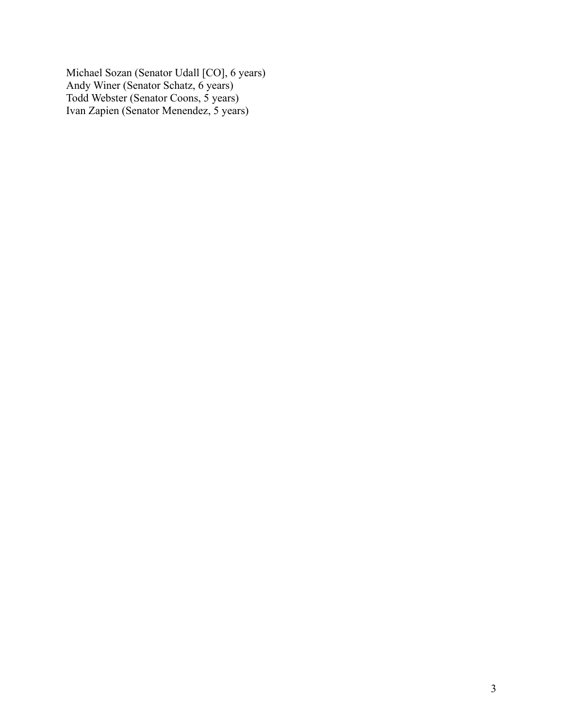Michael Sozan (Senator Udall [CO], 6 years)
Andy Winer (Senator Schatz, 6 years)
Todd Webster (Senator Coons, 5 years)
Ivan Zapien (Senator Menendez, 5 years)